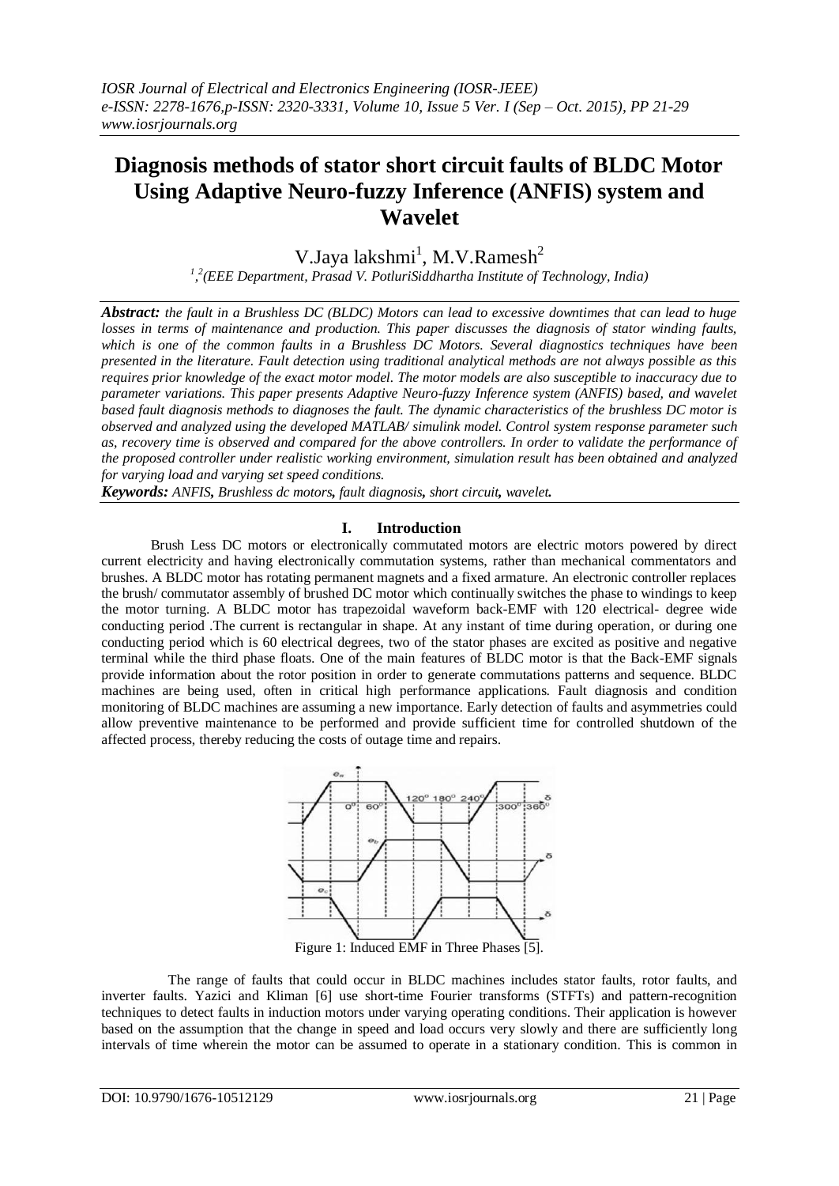# Diagnosis methods of stator short circuit faults of BLDC Motor Using Adaptive Neuro-fuzzy Inference (ANFIS) system and Wavelet

V.Jaya lakshmi[1], M.V.Ramesh[2]

[1,2](EEE Department, Prasad V. PotluriSiddhartha Institute of Technology, India)

***Abstract:*** *the fault in a Brushless DC (BLDC) Motors can lead to excessive downtimes that can lead to huge losses in terms of maintenance and production. This paper discusses the diagnosis of stator winding faults, which is one of the common faults in a Brushless DC Motors. Several diagnostics techniques have been presented in the literature. Fault detection using traditional analytical methods are not always possible as this requires prior knowledge of the exact motor model. The motor models are also susceptible to inaccuracy due to parameter variations. This paper presents Adaptive Neuro-fuzzy Inference system (ANFIS) based, and wavelet based fault diagnosis methods to diagnoses the fault. The dynamic characteristics of the brushless DC motor is observed and analyzed using the developed MATLAB/ simulink model. Control system response parameter such as, recovery time is observed and compared for the above controllers. In order to validate the performance of the proposed controller under realistic working environment, simulation result has been obtained and analyzed for varying load and varying set speed conditions.*

***Keywords:*** ***ANFIS, Brushless dc motors, fault diagnosis, short circuit, wavelet.***

## I. Introduction

Brush Less DC motors or electronically commutated motors are electric motors powered by direct current electricity and having electronically commutation systems, rather than mechanical commentators and brushes. A BLDC motor has rotating permanent magnets and a fixed armature. An electronic controller replaces the brush/ commutator assembly of brushed DC motor which continually switches the phase to windings to keep the motor turning. A BLDC motor has trapezoidal waveform back-EMF with 120 electrical- degree wide conducting period .The current is rectangular in shape. At any instant of time during operation, or during one conducting period which is 60 electrical degrees, two of the stator phases are excited as positive and negative terminal while the third phase floats. One of the main features of BLDC motor is that the Back-EMF signals provide information about the rotor position in order to generate commutations patterns and sequence. BLDC machines are being used, often in critical high performance applications. Fault diagnosis and condition monitoring of BLDC machines are assuming a new importance. Early detection of faults and asymmetries could allow preventive maintenance to be performed and provide sufficient time for controlled shutdown of the affected process, thereby reducing the costs of outage time and repairs.

Figure 1: Induced EMF in Three Phases [5].

The range of faults that could occur in BLDC machines includes stator faults, rotor faults, and inverter faults. Yazici and Kliman [6] use short-time Fourier transforms (STFTs) and pattern-recognition techniques to detect faults in induction motors under varying operating conditions. Their application is however based on the assumption that the change in speed and load occurs very slowly and there are sufficiently long intervals of time wherein the motor can be assumed to operate in a stationary condition. This is common in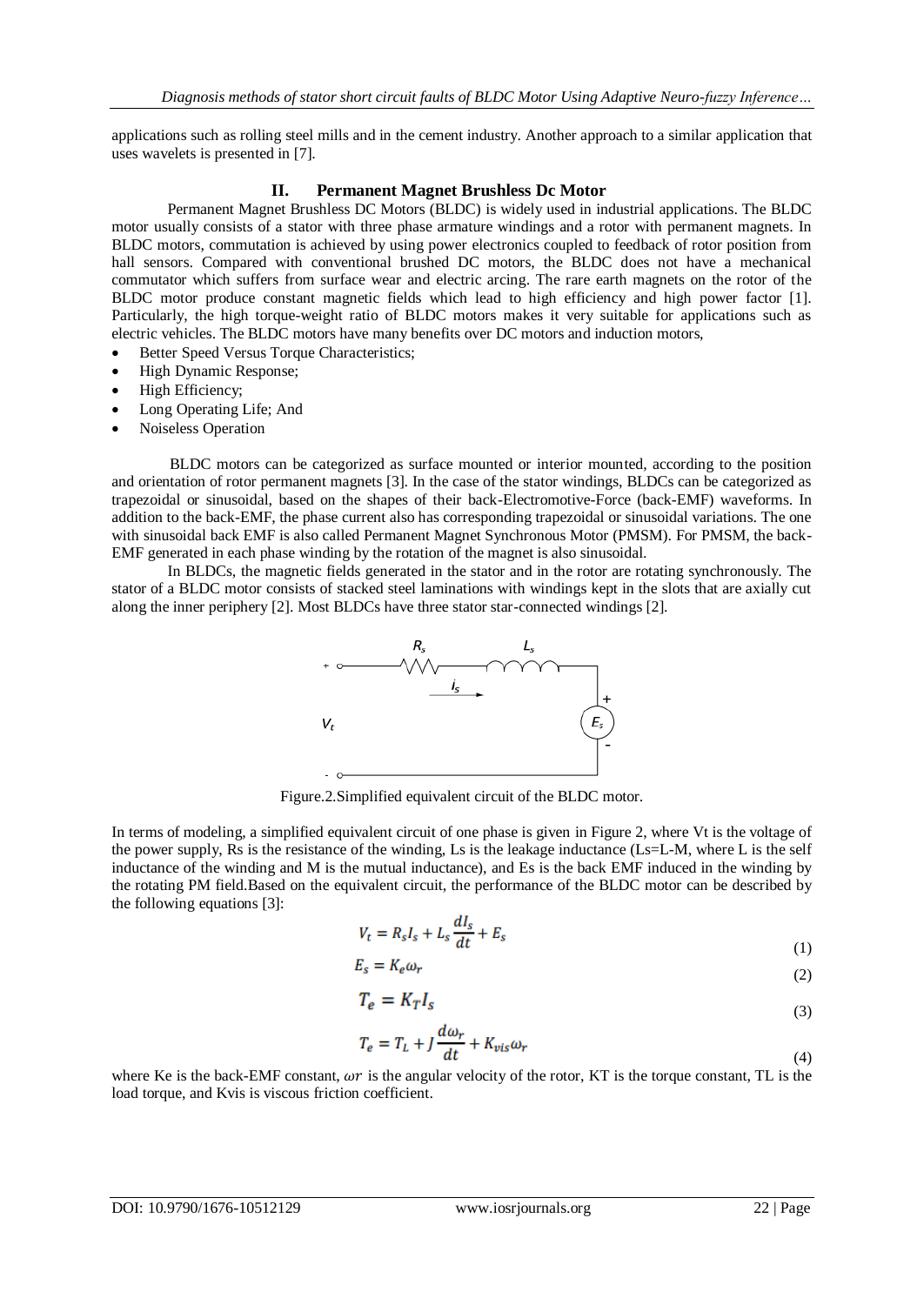applications such as rolling steel mills and in the cement industry. Another approach to a similar application that uses wavelets is presented in [7].

## II. Permanent Magnet Brushless Dc Motor

Permanent Magnet Brushless DC Motors (BLDC) is widely used in industrial applications. The BLDC motor usually consists of a stator with three phase armature windings and a rotor with permanent magnets. In BLDC motors, commutation is achieved by using power electronics coupled to feedback of rotor position from hall sensors. Compared with conventional brushed DC motors, the BLDC does not have a mechanical commutator which suffers from surface wear and electric arcing. The rare earth magnets on the rotor of the BLDC motor produce constant magnetic fields which lead to high efficiency and high power factor [1]. Particularly, the high torque-weight ratio of BLDC motors makes it very suitable for applications such as electric vehicles. The BLDC motors have many benefits over DC motors and induction motors,

- Better Speed Versus Torque Characteristics;
- High Dynamic Response;
- High Efficiency;
- Long Operating Life; And
- Noiseless Operation

BLDC motors can be categorized as surface mounted or interior mounted, according to the position and orientation of rotor permanent magnets [3]. In the case of the stator windings, BLDCs can be categorized as trapezoidal or sinusoidal, based on the shapes of their back-Electromotive-Force (back-EMF) waveforms. In addition to the back-EMF, the phase current also has corresponding trapezoidal or sinusoidal variations. The one with sinusoidal back EMF is also called Permanent Magnet Synchronous Motor (PMSM). For PMSM, the back-EMF generated in each phase winding by the rotation of the magnet is also sinusoidal.

In BLDCs, the magnetic fields generated in the stator and in the rotor are rotating synchronously. The stator of a BLDC motor consists of stacked steel laminations with windings kept in the slots that are axially cut along the inner periphery [2]. Most BLDCs have three stator star-connected windings [2].

Figure.2.Simplified equivalent circuit of the BLDC motor.

In terms of modeling, a simplified equivalent circuit of one phase is given in Figure 2, where Vt is the voltage of the power supply, Rs is the resistance of the winding, Ls is the leakage inductance (Ls=L-M, where L is the self inductance of the winding and M is the mutual inductance), and Es is the back EMF induced in the winding by the rotating PM field.Based on the equivalent circuit, the performance of the BLDC motor can be described by the following equations [3]:

$$V_t = R_s I_s + L_s \frac{dI_s}{dt} + E_s \tag{1}$$

$$E_s = K_e \omega_r \tag{2}$$

$$T_e = K_T I_s \tag{3}$$

$$T_e = T_L + J\frac{d\omega_r}{dt} + K_{vis}\omega_r \tag{4}$$

where Ke is the back-EMF constant, $\omega r$ is the angular velocity of the rotor, KT is the torque constant, TL is the load torque, and Kvis is viscous friction coefficient.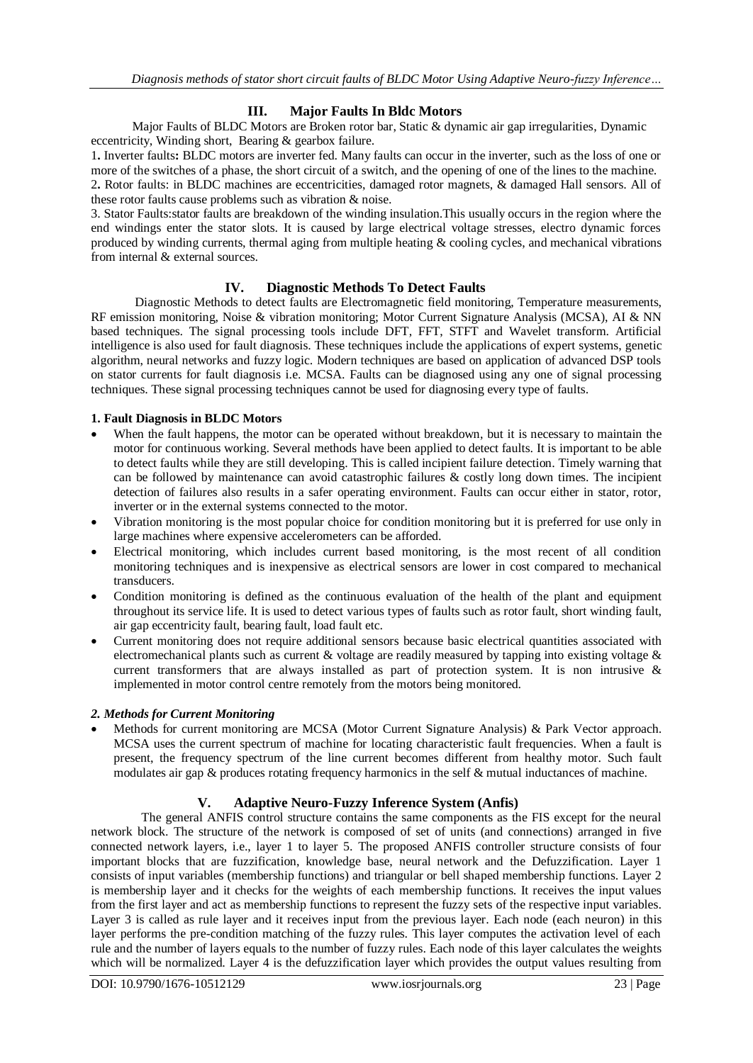## III. Major Faults In Bldc Motors

Major Faults of BLDC Motors are Broken rotor bar, Static & dynamic air gap irregularities, Dynamic eccentricity, Winding short, Bearing & gearbox failure.

1**.** Inverter faults**:** BLDC motors are inverter fed. Many faults can occur in the inverter, such as the loss of one or more of the switches of a phase, the short circuit of a switch, and the opening of one of the lines to the machine.

2**.** Rotor faults: in BLDC machines are eccentricities, damaged rotor magnets, & damaged Hall sensors. All of these rotor faults cause problems such as vibration & noise.

3. Stator Faults:stator faults are breakdown of the winding insulation.This usually occurs in the region where the end windings enter the stator slots. It is caused by large electrical voltage stresses, electro dynamic forces produced by winding currents, thermal aging from multiple heating & cooling cycles, and mechanical vibrations from internal & external sources.

## IV. Diagnostic Methods To Detect Faults

Diagnostic Methods to detect faults are Electromagnetic field monitoring, Temperature measurements, RF emission monitoring, Noise & vibration monitoring; Motor Current Signature Analysis (MCSA), AI & NN based techniques. The signal processing tools include DFT, FFT, STFT and Wavelet transform. Artificial intelligence is also used for fault diagnosis. These techniques include the applications of expert systems, genetic algorithm, neural networks and fuzzy logic. Modern techniques are based on application of advanced DSP tools on stator currents for fault diagnosis i.e. MCSA. Faults can be diagnosed using any one of signal processing techniques. These signal processing techniques cannot be used for diagnosing every type of faults.

**1. Fault Diagnosis in BLDC Motors**

- When the fault happens, the motor can be operated without breakdown, but it is necessary to maintain the motor for continuous working. Several methods have been applied to detect faults. It is important to be able to detect faults while they are still developing. This is called incipient failure detection. Timely warning that can be followed by maintenance can avoid catastrophic failures & costly long down times. The incipient detection of failures also results in a safer operating environment. Faults can occur either in stator, rotor, inverter or in the external systems connected to the motor.
- Vibration monitoring is the most popular choice for condition monitoring but it is preferred for use only in large machines where expensive accelerometers can be afforded.
- Electrical monitoring, which includes current based monitoring, is the most recent of all condition monitoring techniques and is inexpensive as electrical sensors are lower in cost compared to mechanical transducers.
- Condition monitoring is defined as the continuous evaluation of the health of the plant and equipment throughout its service life. It is used to detect various types of faults such as rotor fault, short winding fault, air gap eccentricity fault, bearing fault, load fault etc.
- Current monitoring does not require additional sensors because basic electrical quantities associated with electromechanical plants such as current & voltage are readily measured by tapping into existing voltage & current transformers that are always installed as part of protection system. It is non intrusive & implemented in motor control centre remotely from the motors being monitored.

***2. Methods for Current Monitoring***

- Methods for current monitoring are MCSA (Motor Current Signature Analysis) & Park Vector approach. MCSA uses the current spectrum of machine for locating characteristic fault frequencies. When a fault is present, the frequency spectrum of the line current becomes different from healthy motor. Such fault modulates air gap & produces rotating frequency harmonics in the self & mutual inductances of machine.

## V. Adaptive Neuro-Fuzzy Inference System (Anfis)

The general ANFIS control structure contains the same components as the FIS except for the neural network block. The structure of the network is composed of set of units (and connections) arranged in five connected network layers, i.e., layer 1 to layer 5. The proposed ANFIS controller structure consists of four important blocks that are fuzzification, knowledge base, neural network and the Defuzzification. Layer 1 consists of input variables (membership functions) and triangular or bell shaped membership functions. Layer 2 is membership layer and it checks for the weights of each membership functions. It receives the input values from the first layer and act as membership functions to represent the fuzzy sets of the respective input variables. Layer 3 is called as rule layer and it receives input from the previous layer. Each node (each neuron) in this layer performs the pre-condition matching of the fuzzy rules. This layer computes the activation level of each rule and the number of layers equals to the number of fuzzy rules. Each node of this layer calculates the weights which will be normalized. Layer 4 is the defuzzification layer which provides the output values resulting from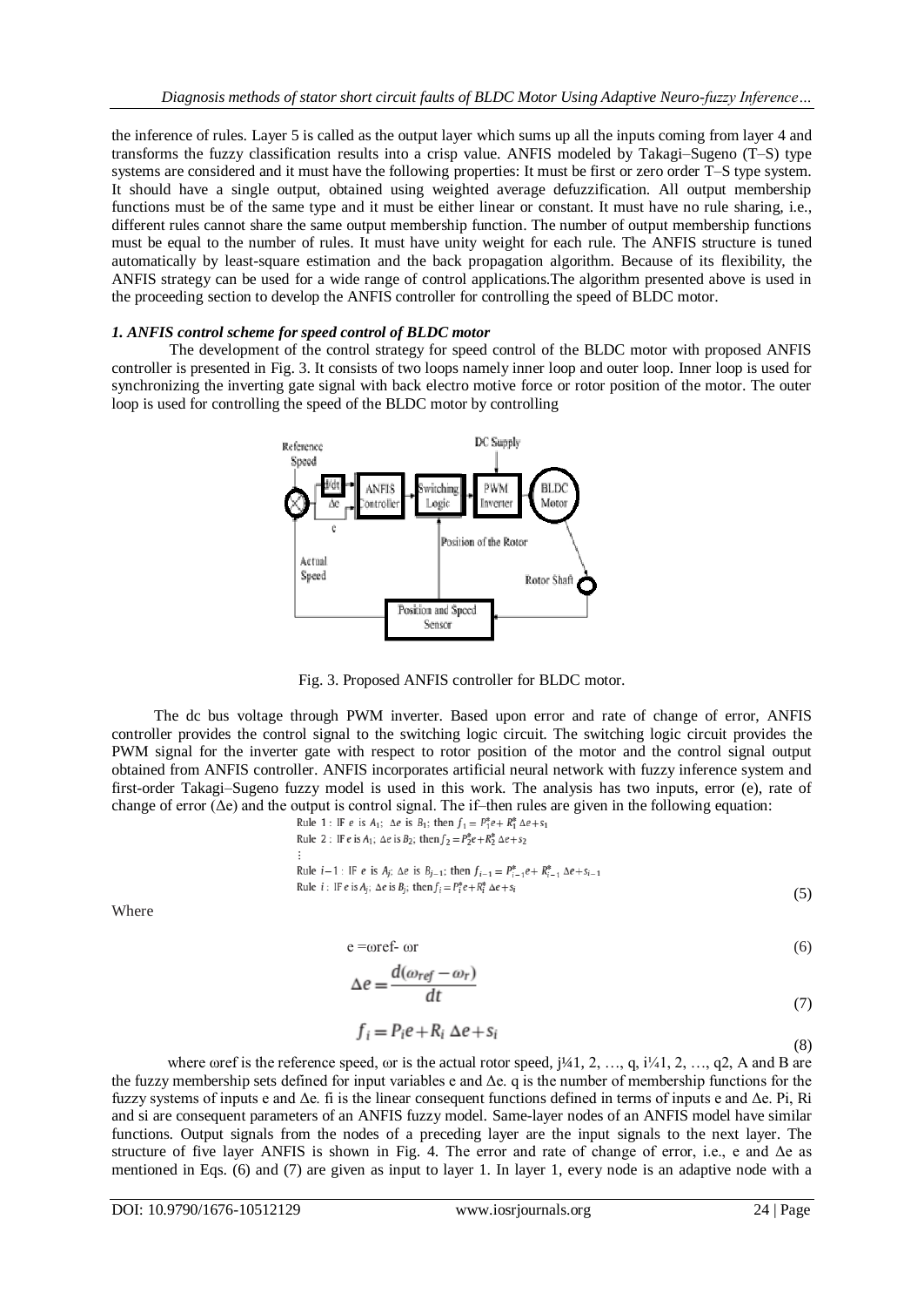the inference of rules. Layer 5 is called as the output layer which sums up all the inputs coming from layer 4 and transforms the fuzzy classification results into a crisp value. ANFIS modeled by Takagi–Sugeno (T–S) type systems are considered and it must have the following properties: It must be first or zero order T–S type system. It should have a single output, obtained using weighted average defuzzification. All output membership functions must be of the same type and it must be either linear or constant. It must have no rule sharing, i.e., different rules cannot share the same output membership function. The number of output membership functions must be equal to the number of rules. It must have unity weight for each rule. The ANFIS structure is tuned automatically by least-square estimation and the back propagation algorithm. Because of its flexibility, the ANFIS strategy can be used for a wide range of control applications.The algorithm presented above is used in the proceeding section to develop the ANFIS controller for controlling the speed of BLDC motor.

### *1. ANFIS control scheme for speed control of BLDC motor*

The development of the control strategy for speed control of the BLDC motor with proposed ANFIS controller is presented in Fig. 3. It consists of two loops namely inner loop and outer loop. Inner loop is used for synchronizing the inverting gate signal with back electro motive force or rotor position of the motor. The outer loop is used for controlling the speed of the BLDC motor by controlling

Reference Speed
d/dt
Δe
e
ANFIS Controller
Switching Logic
DC Supply
PWM Inverter
BLDC Motor
Position of the Rotor
Actual Speed
Rotor Shaft
Position and Speed Sensor

Fig. 3. Proposed ANFIS controller for BLDC motor.

The dc bus voltage through PWM inverter. Based upon error and rate of change of error, ANFIS controller provides the control signal to the switching logic circuit. The switching logic circuit provides the PWM signal for the inverter gate with respect to rotor position of the motor and the control signal output obtained from ANFIS controller. ANFIS incorporates artificial neural network with fuzzy inference system and first-order Takagi–Sugeno fuzzy model is used in this work. The analysis has two inputs, error (e), rate of change of error (Δe) and the output is control signal. The if–then rules are given in the following equation:

$$
\begin{aligned}
&\text{Rule 1: IF } e \text{ is } A_1;\ \Delta e \text{ is } B_1;\ \text{then } f_1 = P_1^* e + R_1^* \Delta e + s_1 \\
&\text{Rule 2: IF } e \text{ is } A_1;\ \Delta e \text{ is } B_2;\ \text{then } f_2 = P_2^* e + R_2^* \Delta e + s_2 \\
&\vdots \\
&\text{Rule } i-1\text{: IF } e \text{ is } A_j;\ \Delta e \text{ is } B_{j-1};\ \text{then } f_{i-1} = P_{i-1}^* e + R_{i-1}^* \Delta e + s_{i-1} \\
&\text{Rule } i\text{: IF } e \text{ is } A_j;\ \Delta e \text{ is } B_j;\ \text{then } f_i = P_i^* e + R_i^* \Delta e + s_i
\end{aligned}
\tag{5}
$$

Where

$$e = \omega_{ref} - \omega_r \tag{6}$$

$$\Delta e = \frac{d(\omega_{ref} - \omega_r)}{dt} \tag{7}$$

$$f_i = P_i e + R_i \,\Delta e + s_i \tag{8}$$

where $\omega_{ref}$ is the reference speed, $\omega_r$ is the actual rotor speed, j¼1, 2, …, q, i¼1, 2, …, q2, A and B are the fuzzy membership sets defined for input variables e and Δe. q is the number of membership functions for the fuzzy systems of inputs e and Δe. $f_i$ is the linear consequent functions defined in terms of inputs e and Δe. $P_i$, $R_i$ and $s_i$ are consequent parameters of an ANFIS fuzzy model. Same-layer nodes of an ANFIS model have similar functions. Output signals from the nodes of a preceding layer are the input signals to the next layer. The structure of five layer ANFIS is shown in Fig. 4. The error and rate of change of error, i.e., e and Δe as mentioned in Eqs. (6) and (7) are given as input to layer 1. In layer 1, every node is an adaptive node with a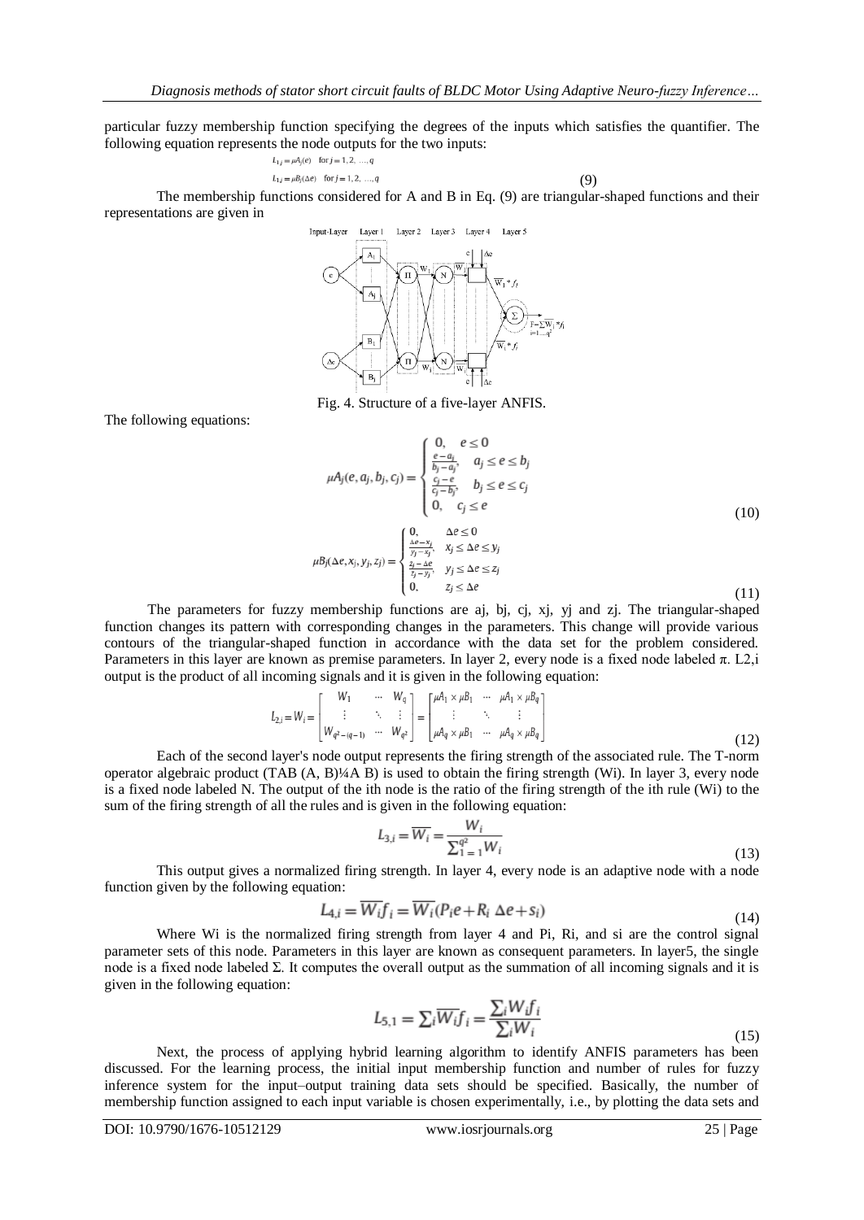particular fuzzy membership function specifying the degrees of the inputs which satisfies the quantifier. The following equation represents the node outputs for the two inputs:

$$L_{1,j} = \mu A_j(e) \quad \text{for } j = 1, 2, \ldots, q$$
$$L_{1,j} = \mu B_j(\Delta e) \quad \text{for } j = 1, 2, \ldots, q \tag{9}$$

The membership functions considered for A and B in Eq. (9) are triangular-shaped functions and their representations are given in

Fig. 4. Structure of a five-layer ANFIS.

The following equations:

$$\mu A_j(e, a_j, b_j, c_j) = \begin{cases} 0, & e \le 0 \\ \frac{e - a_j}{b_j - a_j}, & a_j \le e \le b_j \\ \frac{c_j - e}{c_j - b_j}, & b_j \le e \le c_j \\ 0, & c_j \le e \end{cases} \tag{10}$$

$$\mu B_j(\Delta e, x_j, y_j, z_j) = \begin{cases} 0, & \Delta e \le 0 \\ \frac{\Delta e - x_j}{y_j - x_j}, & x_j \le \Delta e \le y_j \\ \frac{z_j - \Delta e}{z_j - y_j}, & y_j \le \Delta e \le z_j \\ 0, & z_j \le \Delta e \end{cases} \tag{11}$$

The parameters for fuzzy membership functions are aj, bj, cj, xj, yj and zj. The triangular-shaped function changes its pattern with corresponding changes in the parameters. This change will provide various contours of the triangular-shaped function in accordance with the data set for the problem considered. Parameters in this layer are known as premise parameters. In layer 2, every node is a fixed node labeled π. L2,i output is the product of all incoming signals and it is given in the following equation:

$$L_{2,i} = W_i = \begin{bmatrix} W_1 & \cdots & W_q \\ \vdots & \ddots & \vdots \\ W_{q^2-(q-1)} & \cdots & W_{q^2} \end{bmatrix} = \begin{bmatrix} \mu A_1 \times \mu B_1 & \cdots & \mu A_1 \times \mu B_q \\ \vdots & \ddots & \vdots \\ \mu A_q \times \mu B_1 & \cdots & \mu A_q \times \mu B_q \end{bmatrix} \tag{12}$$

Each of the second layer's node output represents the firing strength of the associated rule. The T-norm operator algebraic product (TAB (A, B)¼A B) is used to obtain the firing strength (Wi). In layer 3, every node is a fixed node labeled N. The output of the ith node is the ratio of the firing strength of the ith rule (Wi) to the sum of the firing strength of all the rules and is given in the following equation:

$$L_{3,i} = \overline{W_i} = \frac{W_i}{\sum_{1=1}^{q^2} W_i} \tag{13}$$

This output gives a normalized firing strength. In layer 4, every node is an adaptive node with a node function given by the following equation:

$$L_{4,i} = \overline{W_i} f_i = \overline{W_i}(P_i e + R_i \ \Delta e + s_i) \tag{14}$$

Where Wi is the normalized firing strength from layer 4 and Pi, Ri, and si are the control signal parameter sets of this node. Parameters in this layer are known as consequent parameters. In layer5, the single node is a fixed node labeled Σ. It computes the overall output as the summation of all incoming signals and it is given in the following equation:

$$L_{5,1} = \sum_i \overline{W_i} f_i = \frac{\sum_i W_i f_i}{\sum_i W_i} \tag{15}$$

Next, the process of applying hybrid learning algorithm to identify ANFIS parameters has been discussed. For the learning process, the initial input membership function and number of rules for fuzzy inference system for the input–output training data sets should be specified. Basically, the number of membership function assigned to each input variable is chosen experimentally, i.e., by plotting the data sets and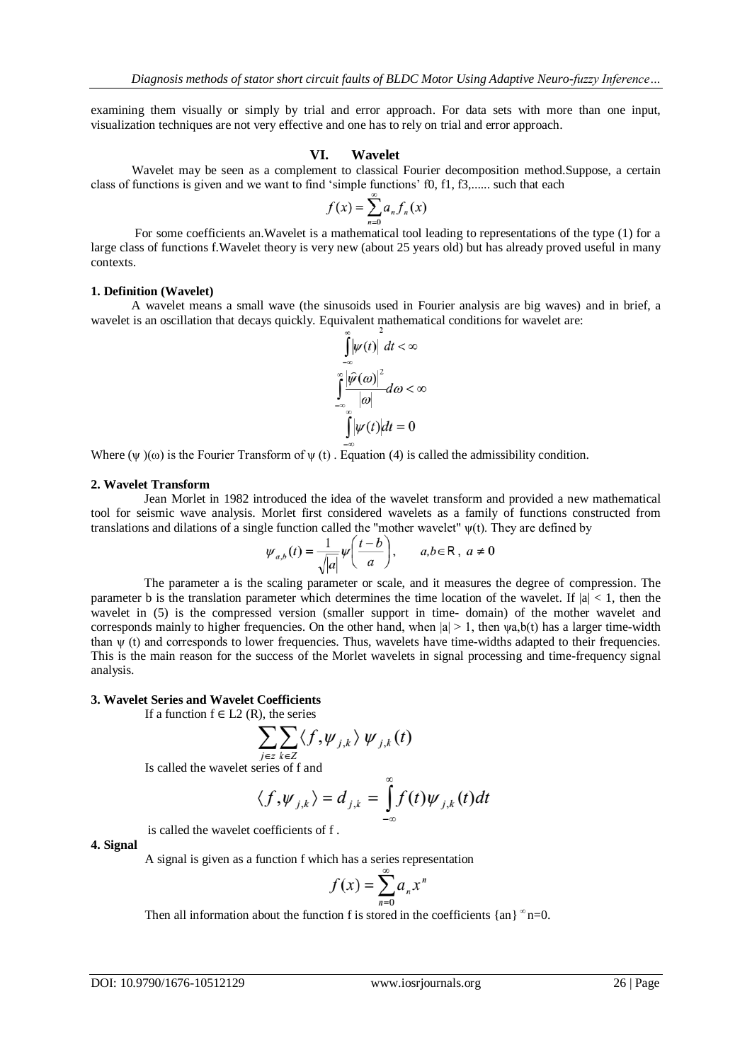examining them visually or simply by trial and error approach. For data sets with more than one input, visualization techniques are not very effective and one has to rely on trial and error approach.

## VI. Wavelet

Wavelet may be seen as a complement to classical Fourier decomposition method.Suppose, a certain class of functions is given and we want to find 'simple functions' f0, f1, f3,...... such that each

$$f(x) = \sum_{n=0}^{\infty} a_n f_n(x)$$

For some coefficients an.Wavelet is a mathematical tool leading to representations of the type (1) for a large class of functions f.Wavelet theory is very new (about 25 years old) but has already proved useful in many contexts.

### 1. Definition (Wavelet)

A wavelet means a small wave (the sinusoids used in Fourier analysis are big waves) and in brief, a wavelet is an oscillation that decays quickly. Equivalent mathematical conditions for wavelet are:

$$\int_{-\infty}^{\infty} |\psi(t)|^2 \, dt < \infty$$

$$\int_{-\infty}^{\infty} \frac{|\hat{\psi}(\omega)|^2}{|\omega|} d\omega < \infty$$

$$\int_{-\infty}^{\infty} |\psi(t)| dt = 0$$

Where ($\psi$ )($\omega$) is the Fourier Transform of $\psi$ (t) . Equation (4) is called the admissibility condition.

### 2. Wavelet Transform

Jean Morlet in 1982 introduced the idea of the wavelet transform and provided a new mathematical tool for seismic wave analysis. Morlet first considered wavelets as a family of functions constructed from translations and dilations of a single function called the "mother wavelet" $\psi(t)$. They are defined by

$$\psi_{a,b}(t) = \frac{1}{\sqrt{|a|}} \psi\left(\frac{t-b}{a}\right), \qquad a,b \in \mathrm{R}, \ a \neq 0$$

The parameter a is the scaling parameter or scale, and it measures the degree of compression. The parameter b is the translation parameter which determines the time location of the wavelet. If $|a| < 1$, then the wavelet in (5) is the compressed version (smaller support in time- domain) of the mother wavelet and corresponds mainly to higher frequencies. On the other hand, when $|a| > 1$, then $\psi_{a,b}(t)$ has a larger time-width than $\psi$ (t) and corresponds to lower frequencies. Thus, wavelets have time-widths adapted to their frequencies. This is the main reason for the success of the Morlet wavelets in signal processing and time-frequency signal analysis.

### 3. Wavelet Series and Wavelet Coefficients

If a function $f \in L2$ (R), the series

$$\sum_{j \in z} \sum_{k \in Z} \langle f, \psi_{j,k} \rangle \, \psi_{j,k}(t)$$

Is called the wavelet series of f and

$$\langle f, \psi_{j,k} \rangle = d_{j,k} = \int_{-\infty}^{\infty} f(t) \psi_{j,k}(t) dt$$

is called the wavelet coefficients of f .

### 4. Signal

A signal is given as a function f which has a series representation

$$f(x) = \sum_{n=0}^{\infty} a_n x^n$$

Then all information about the function f is stored in the coefficients $\{a_n\}_{n=0}^{\infty}$.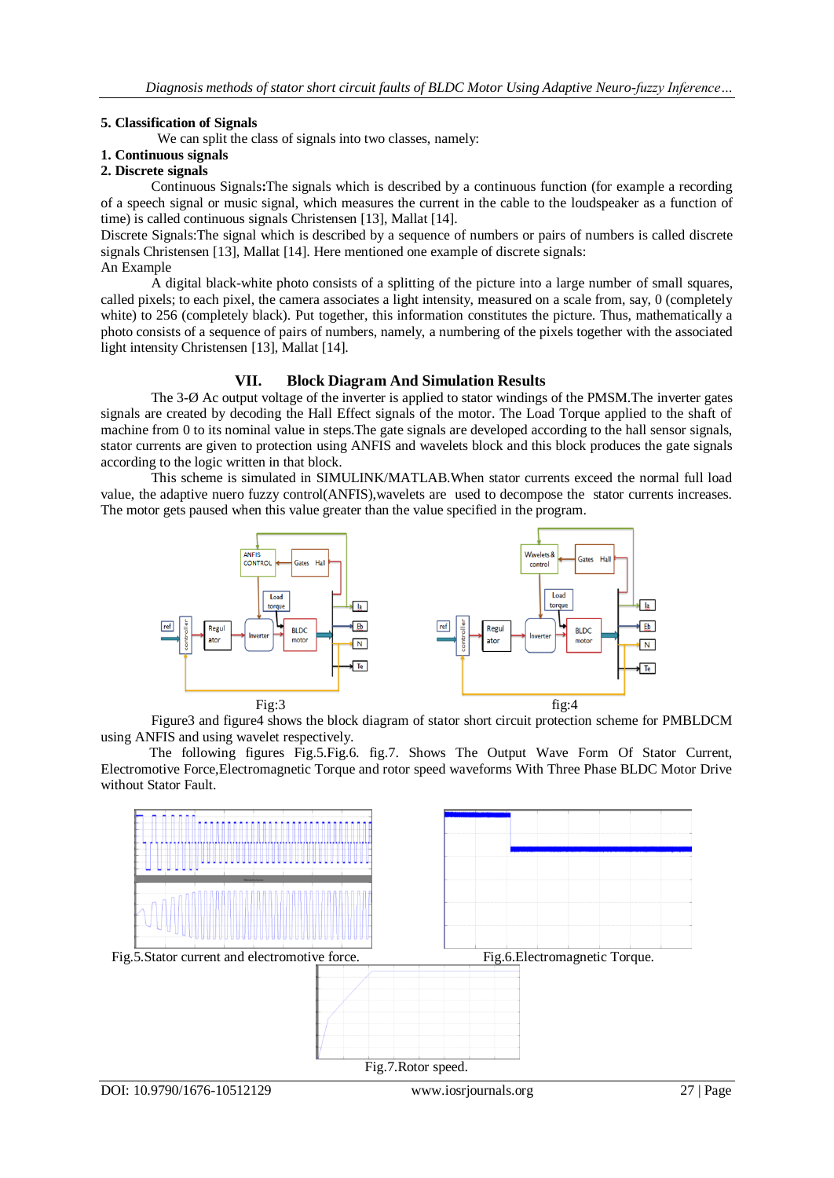### 5. Classification of Signals

We can split the class of signals into two classes, namely:

**1. Continuous signals**

**2. Discrete signals**

Continuous Signals**:**The signals which is described by a continuous function (for example a recording of a speech signal or music signal, which measures the current in the cable to the loudspeaker as a function of time) is called continuous signals Christensen [13], Mallat [14].

Discrete Signals:The signal which is described by a sequence of numbers or pairs of numbers is called discrete signals Christensen [13], Mallat [14]. Here mentioned one example of discrete signals:

An Example

A digital black-white photo consists of a splitting of the picture into a large number of small squares, called pixels; to each pixel, the camera associates a light intensity, measured on a scale from, say, 0 (completely white) to 256 (completely black). Put together, this information constitutes the picture. Thus, mathematically a photo consists of a sequence of pairs of numbers, namely, a numbering of the pixels together with the associated light intensity Christensen [13], Mallat [14].

## VII. Block Diagram And Simulation Results

The 3-Ø Ac output voltage of the inverter is applied to stator windings of the PMSM.The inverter gates signals are created by decoding the Hall Effect signals of the motor. The Load Torque applied to the shaft of machine from 0 to its nominal value in steps.The gate signals are developed according to the hall sensor signals, stator currents are given to protection using ANFIS and wavelets block and this block produces the gate signals according to the logic written in that block.

This scheme is simulated in SIMULINK/MATLAB.When stator currents exceed the normal full load value, the adaptive nuero fuzzy control(ANFIS),wavelets are used to decompose the stator currents increases. The motor gets paused when this value greater than the value specified in the program.

Fig:3

fig:4

Figure3 and figure4 shows the block diagram of stator short circuit protection scheme for PMBLDCM using ANFIS and using wavelet respectively.

The following figures Fig.5.Fig.6. fig.7. Shows The Output Wave Form Of Stator Current, Electromotive Force,Electromagnetic Torque and rotor speed waveforms With Three Phase BLDC Motor Drive without Stator Fault.

Fig.5.Stator current and electromotive force.

Fig.6.Electromagnetic Torque.

Fig.7.Rotor speed.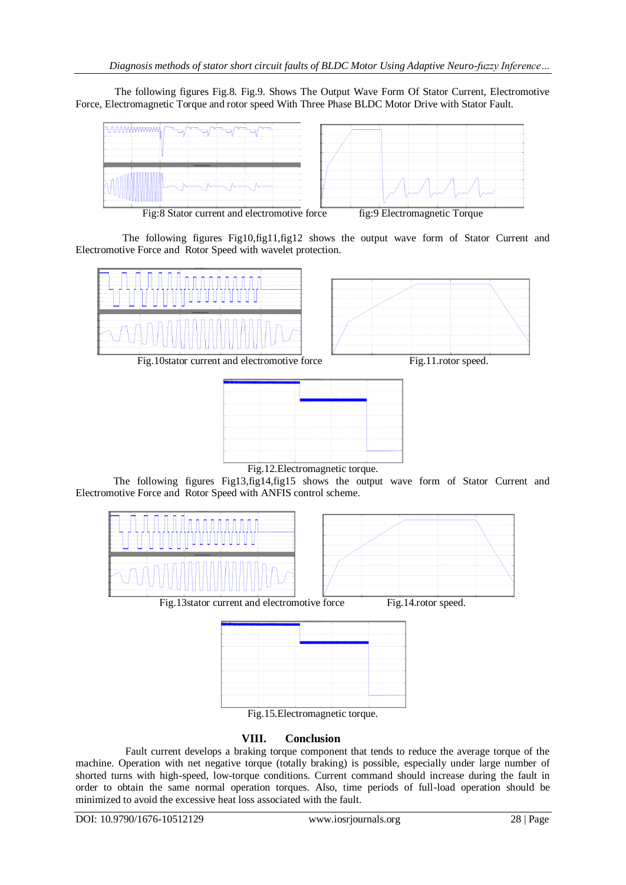The following figures Fig.8. Fig.9. Shows The Output Wave Form Of Stator Current, Electromotive Force, Electromagnetic Torque and rotor speed With Three Phase BLDC Motor Drive with Stator Fault.

Fig:8 Stator current and electromotive force

fig:9 Electromagnetic Torque

The following figures Fig10,fig11,fig12 shows the output wave form of Stator Current and Electromotive Force and Rotor Speed with wavelet protection.

Fig.10stator current and electromotive force

Fig.11.rotor speed.

Fig.12.Electromagnetic torque.

The following figures Fig13,fig14,fig15 shows the output wave form of Stator Current and Electromotive Force and Rotor Speed with ANFIS control scheme.

Fig.13stator current and electromotive force

Fig.14.rotor speed.

Fig.15.Electromagnetic torque.

## VIII. Conclusion

Fault current develops a braking torque component that tends to reduce the average torque of the machine. Operation with net negative torque (totally braking) is possible, especially under large number of shorted turns with high-speed, low-torque conditions. Current command should increase during the fault in order to obtain the same normal operation torques. Also, time periods of full-load operation should be minimized to avoid the excessive heat loss associated with the fault.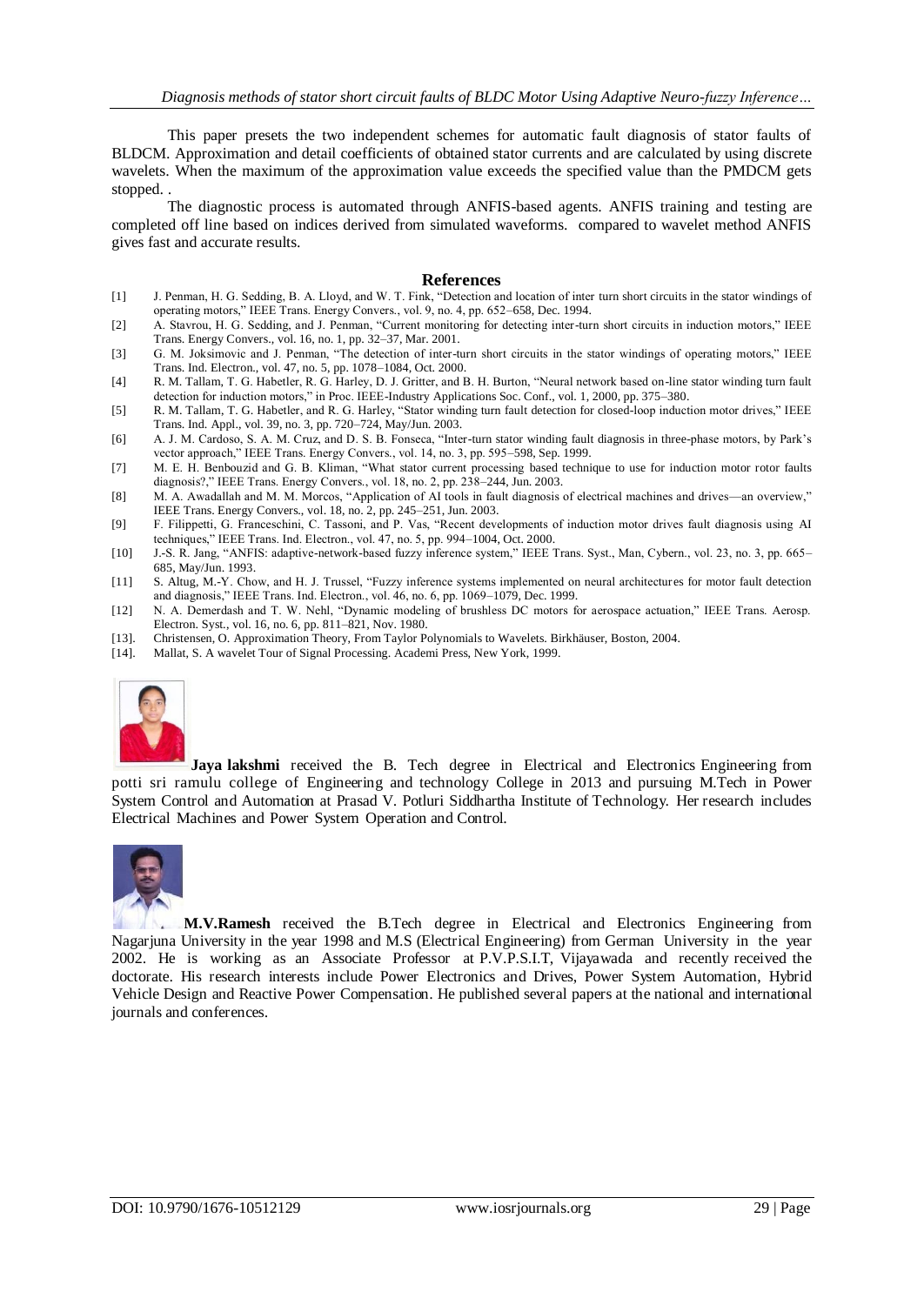This paper presets the two independent schemes for automatic fault diagnosis of stator faults of BLDCM. Approximation and detail coefficients of obtained stator currents and are calculated by using discrete wavelets. When the maximum of the approximation value exceeds the specified value than the PMDCM gets stopped. .

The diagnostic process is automated through ANFIS-based agents. ANFIS training and testing are completed off line based on indices derived from simulated waveforms. compared to wavelet method ANFIS gives fast and accurate results.

## References

[1] J. Penman, H. G. Sedding, B. A. Lloyd, and W. T. Fink, "Detection and location of inter turn short circuits in the stator windings of operating motors," IEEE Trans. Energy Convers., vol. 9, no. 4, pp. 652–658, Dec. 1994.

[2] A. Stavrou, H. G. Sedding, and J. Penman, "Current monitoring for detecting inter-turn short circuits in induction motors," IEEE Trans. Energy Convers., vol. 16, no. 1, pp. 32–37, Mar. 2001.

[3] G. M. Joksimovic and J. Penman, "The detection of inter-turn short circuits in the stator windings of operating motors," IEEE Trans. Ind. Electron., vol. 47, no. 5, pp. 1078–1084, Oct. 2000.

[4] R. M. Tallam, T. G. Habetler, R. G. Harley, D. J. Gritter, and B. H. Burton, "Neural network based on-line stator winding turn fault detection for induction motors," in Proc. IEEE-Industry Applications Soc. Conf., vol. 1, 2000, pp. 375–380.

[5] R. M. Tallam, T. G. Habetler, and R. G. Harley, "Stator winding turn fault detection for closed-loop induction motor drives," IEEE Trans. Ind. Appl., vol. 39, no. 3, pp. 720–724, May/Jun. 2003.

[6] A. J. M. Cardoso, S. A. M. Cruz, and D. S. B. Fonseca, "Inter-turn stator winding fault diagnosis in three-phase motors, by Park's vector approach," IEEE Trans. Energy Convers., vol. 14, no. 3, pp. 595–598, Sep. 1999.

[7] M. E. H. Benbouzid and G. B. Kliman, "What stator current processing based technique to use for induction motor rotor faults diagnosis?," IEEE Trans. Energy Convers., vol. 18, no. 2, pp. 238–244, Jun. 2003.

[8] M. A. Awadallah and M. M. Morcos, "Application of AI tools in fault diagnosis of electrical machines and drives—an overview," IEEE Trans. Energy Convers., vol. 18, no. 2, pp. 245–251, Jun. 2003.

[9] F. Filippetti, G. Franceschini, C. Tassoni, and P. Vas, "Recent developments of induction motor drives fault diagnosis using AI techniques," IEEE Trans. Ind. Electron., vol. 47, no. 5, pp. 994–1004, Oct. 2000.

[10] J.-S. R. Jang, "ANFIS: adaptive-network-based fuzzy inference system," IEEE Trans. Syst., Man, Cybern., vol. 23, no. 3, pp. 665–685, May/Jun. 1993.

[11] S. Altug, M.-Y. Chow, and H. J. Trussel, "Fuzzy inference systems implemented on neural architectures for motor fault detection and diagnosis," IEEE Trans. Ind. Electron., vol. 46, no. 6, pp. 1069–1079, Dec. 1999.

[12] N. A. Demerdash and T. W. Nehl, "Dynamic modeling of brushless DC motors for aerospace actuation," IEEE Trans. Aerosp. Electron. Syst., vol. 16, no. 6, pp. 811–821, Nov. 1980.

[13]. Christensen, O. Approximation Theory, From Taylor Polynomials to Wavelets. Birkhäuser, Boston, 2004.

[14]. Mallat, S. A wavelet Tour of Signal Processing. Academi Press, New York, 1999.

**Jaya lakshmi** received the B. Tech degree in Electrical and Electronics Engineering from potti sri ramulu college of Engineering and technology College in 2013 and pursuing M.Tech in Power System Control and Automation at Prasad V. Potluri Siddhartha Institute of Technology. Her research includes Electrical Machines and Power System Operation and Control.

**M.V.Ramesh** received the B.Tech degree in Electrical and Electronics Engineering from Nagarjuna University in the year 1998 and M.S (Electrical Engineering) from German University in the year 2002. He is working as an Associate Professor at P.V.P.S.I.T, Vijayawada and recently received the doctorate. His research interests include Power Electronics and Drives, Power System Automation, Hybrid Vehicle Design and Reactive Power Compensation. He published several papers at the national and international journals and conferences.